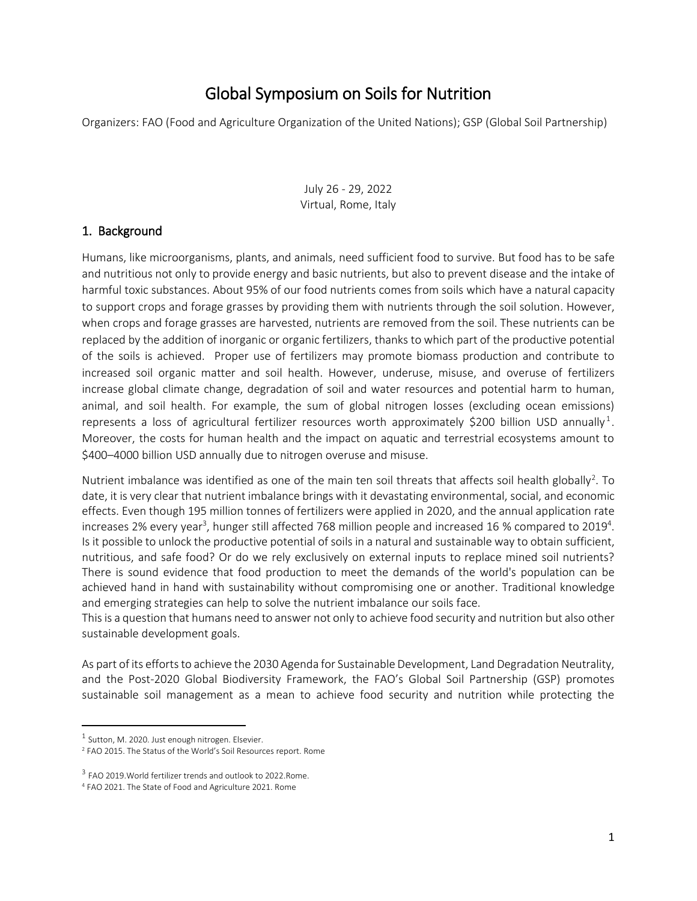# Global Symposium on Soils for Nutrition

Organizers: FAO (Food and Agriculture Organization of the United Nations); GSP (Global Soil Partnership)

July 26 - 29, 2022
Virtual, Rome, Italy

## 1. Background

Humans, like microorganisms, plants, and animals, need sufficient food to survive. But food has to be safe and nutritious not only to provide energy and basic nutrients, but also to prevent disease and the intake of harmful toxic substances. About 95% of our food nutrients comes from soils which have a natural capacity to support crops and forage grasses by providing them with nutrients through the soil solution. However, when crops and forage grasses are harvested, nutrients are removed from the soil. These nutrients can be replaced by the addition of inorganic or organic fertilizers, thanks to which part of the productive potential of the soils is achieved. Proper use of fertilizers may promote biomass production and contribute to increased soil organic matter and soil health. However, underuse, misuse, and overuse of fertilizers increase global climate change, degradation of soil and water resources and potential harm to human, animal, and soil health. For example, the sum of global nitrogen losses (excluding ocean emissions) represents a loss of agricultural fertilizer resources worth approximately $200 billion USD annually[1]. Moreover, the costs for human health and the impact on aquatic and terrestrial ecosystems amount to $400–4000 billion USD annually due to nitrogen overuse and misuse.

Nutrient imbalance was identified as one of the main ten soil threats that affects soil health globally[2]. To date, it is very clear that nutrient imbalance brings with it devastating environmental, social, and economic effects. Even though 195 million tonnes of fertilizers were applied in 2020, and the annual application rate increases 2% every year[3], hunger still affected 768 million people and increased 16 % compared to 2019[4]. Is it possible to unlock the productive potential of soils in a natural and sustainable way to obtain sufficient, nutritious, and safe food? Or do we rely exclusively on external inputs to replace mined soil nutrients? There is sound evidence that food production to meet the demands of the world's population can be achieved hand in hand with sustainability without compromising one or another. Traditional knowledge and emerging strategies can help to solve the nutrient imbalance our soils face.
This is a question that humans need to answer not only to achieve food security and nutrition but also other sustainable development goals.

As part of its efforts to achieve the 2030 Agenda for Sustainable Development, Land Degradation Neutrality, and the Post-2020 Global Biodiversity Framework, the FAO's Global Soil Partnership (GSP) promotes sustainable soil management as a mean to achieve food security and nutrition while protecting the

---

[1] Sutton, M. 2020. Just enough nitrogen. Elsevier.
[2] FAO 2015. The Status of the World's Soil Resources report. Rome
[3] FAO 2019.World fertilizer trends and outlook to 2022.Rome.
[4] FAO 2021. The State of Food and Agriculture 2021. Rome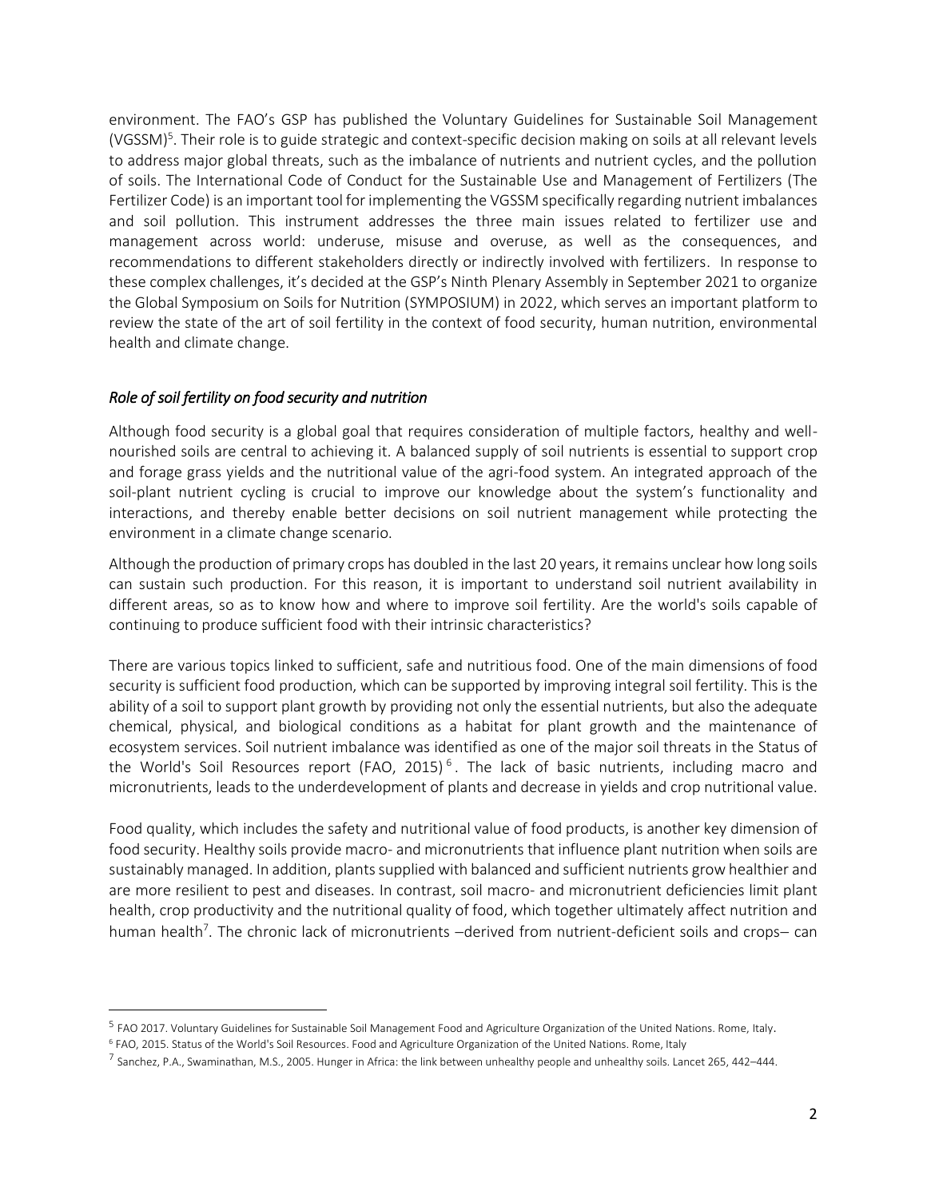environment. The FAO's GSP has published the Voluntary Guidelines for Sustainable Soil Management (VGSSM)[5]. Their role is to guide strategic and context-specific decision making on soils at all relevant levels to address major global threats, such as the imbalance of nutrients and nutrient cycles, and the pollution of soils. The International Code of Conduct for the Sustainable Use and Management of Fertilizers (The Fertilizer Code) is an important tool for implementing the VGSSM specifically regarding nutrient imbalances and soil pollution. This instrument addresses the three main issues related to fertilizer use and management across world: underuse, misuse and overuse, as well as the consequences, and recommendations to different stakeholders directly or indirectly involved with fertilizers. In response to these complex challenges, it's decided at the GSP's Ninth Plenary Assembly in September 2021 to organize the Global Symposium on Soils for Nutrition (SYMPOSIUM) in 2022, which serves an important platform to review the state of the art of soil fertility in the context of food security, human nutrition, environmental health and climate change.

### *Role of soil fertility on food security and nutrition*

Although food security is a global goal that requires consideration of multiple factors, healthy and well-nourished soils are central to achieving it. A balanced supply of soil nutrients is essential to support crop and forage grass yields and the nutritional value of the agri-food system. An integrated approach of the soil-plant nutrient cycling is crucial to improve our knowledge about the system's functionality and interactions, and thereby enable better decisions on soil nutrient management while protecting the environment in a climate change scenario.

Although the production of primary crops has doubled in the last 20 years, it remains unclear how long soils can sustain such production. For this reason, it is important to understand soil nutrient availability in different areas, so as to know how and where to improve soil fertility. Are the world's soils capable of continuing to produce sufficient food with their intrinsic characteristics?

There are various topics linked to sufficient, safe and nutritious food. One of the main dimensions of food security is sufficient food production, which can be supported by improving integral soil fertility. This is the ability of a soil to support plant growth by providing not only the essential nutrients, but also the adequate chemical, physical, and biological conditions as a habitat for plant growth and the maintenance of ecosystem services. Soil nutrient imbalance was identified as one of the major soil threats in the Status of the World's Soil Resources report (FAO, 2015)[6]. The lack of basic nutrients, including macro and micronutrients, leads to the underdevelopment of plants and decrease in yields and crop nutritional value.

Food quality, which includes the safety and nutritional value of food products, is another key dimension of food security. Healthy soils provide macro- and micronutrients that influence plant nutrition when soils are sustainably managed. In addition, plants supplied with balanced and sufficient nutrients grow healthier and are more resilient to pest and diseases. In contrast, soil macro- and micronutrient deficiencies limit plant health, crop productivity and the nutritional quality of food, which together ultimately affect nutrition and human health[7]. The chronic lack of micronutrients –derived from nutrient-deficient soils and crops– can

---

[5] FAO 2017. Voluntary Guidelines for Sustainable Soil Management Food and Agriculture Organization of the United Nations. Rome, Italy.

[6] FAO, 2015. Status of the World's Soil Resources. Food and Agriculture Organization of the United Nations. Rome, Italy

[7] Sanchez, P.A., Swaminathan, M.S., 2005. Hunger in Africa: the link between unhealthy people and unhealthy soils. Lancet 265, 442–444.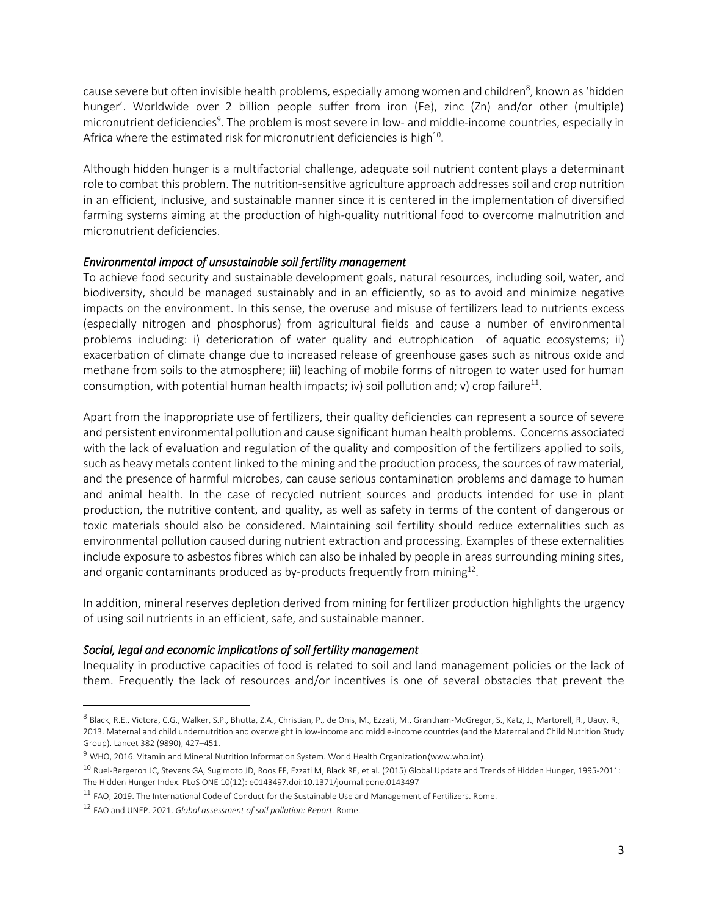cause severe but often invisible health problems, especially among women and children[8], known as 'hidden hunger'. Worldwide over 2 billion people suffer from iron (Fe), zinc (Zn) and/or other (multiple) micronutrient deficiencies[9]. The problem is most severe in low- and middle-income countries, especially in Africa where the estimated risk for micronutrient deficiencies is high[10].

Although hidden hunger is a multifactorial challenge, adequate soil nutrient content plays a determinant role to combat this problem. The nutrition-sensitive agriculture approach addresses soil and crop nutrition in an efficient, inclusive, and sustainable manner since it is centered in the implementation of diversified farming systems aiming at the production of high-quality nutritional food to overcome malnutrition and micronutrient deficiencies.

### *Environmental impact of unsustainable soil fertility management*

To achieve food security and sustainable development goals, natural resources, including soil, water, and biodiversity, should be managed sustainably and in an efficiently, so as to avoid and minimize negative impacts on the environment. In this sense, the overuse and misuse of fertilizers lead to nutrients excess (especially nitrogen and phosphorus) from agricultural fields and cause a number of environmental problems including: i) deterioration of water quality and eutrophication of aquatic ecosystems; ii) exacerbation of climate change due to increased release of greenhouse gases such as nitrous oxide and methane from soils to the atmosphere; iii) leaching of mobile forms of nitrogen to water used for human consumption, with potential human health impacts; iv) soil pollution and; v) crop failure[11].

Apart from the inappropriate use of fertilizers, their quality deficiencies can represent a source of severe and persistent environmental pollution and cause significant human health problems. Concerns associated with the lack of evaluation and regulation of the quality and composition of the fertilizers applied to soils, such as heavy metals content linked to the mining and the production process, the sources of raw material, and the presence of harmful microbes, can cause serious contamination problems and damage to human and animal health. In the case of recycled nutrient sources and products intended for use in plant production, the nutritive content, and quality, as well as safety in terms of the content of dangerous or toxic materials should also be considered. Maintaining soil fertility should reduce externalities such as environmental pollution caused during nutrient extraction and processing. Examples of these externalities include exposure to asbestos fibres which can also be inhaled by people in areas surrounding mining sites, and organic contaminants produced as by-products frequently from mining[12].

In addition, mineral reserves depletion derived from mining for fertilizer production highlights the urgency of using soil nutrients in an efficient, safe, and sustainable manner.

### *Social, legal and economic implications of soil fertility management*

Inequality in productive capacities of food is related to soil and land management policies or the lack of them. Frequently the lack of resources and/or incentives is one of several obstacles that prevent the

---

[8] Black, R.E., Victora, C.G., Walker, S.P., Bhutta, Z.A., Christian, P., de Onis, M., Ezzati, M., Grantham-McGregor, S., Katz, J., Martorell, R., Uauy, R., 2013. Maternal and child undernutrition and overweight in low-income and middle-income countries (and the Maternal and Child Nutrition Study Group). Lancet 382 (9890), 427–451.

[9] WHO, 2016. Vitamin and Mineral Nutrition Information System. World Health Organization(www.who.int).

[10] Ruel-Bergeron JC, Stevens GA, Sugimoto JD, Roos FF, Ezzati M, Black RE, et al. (2015) Global Update and Trends of Hidden Hunger, 1995-2011: The Hidden Hunger Index. PLoS ONE 10(12): e0143497.doi:10.1371/journal.pone.0143497

[11] FAO, 2019. The International Code of Conduct for the Sustainable Use and Management of Fertilizers. Rome.

[12] FAO and UNEP. 2021. *Global assessment of soil pollution: Report.* Rome.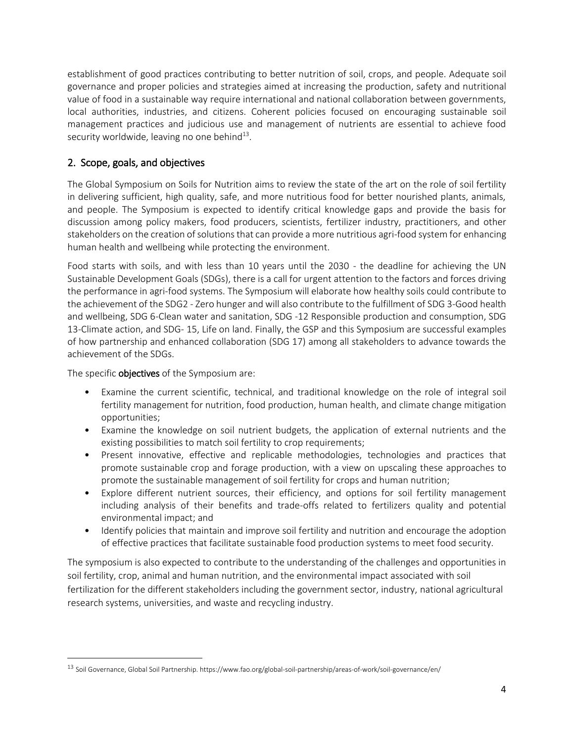establishment of good practices contributing to better nutrition of soil, crops, and people. Adequate soil governance and proper policies and strategies aimed at increasing the production, safety and nutritional value of food in a sustainable way require international and national collaboration between governments, local authorities, industries, and citizens. Coherent policies focused on encouraging sustainable soil management practices and judicious use and management of nutrients are essential to achieve food security worldwide, leaving no one behind[13].

## 2. Scope, goals, and objectives

The Global Symposium on Soils for Nutrition aims to review the state of the art on the role of soil fertility in delivering sufficient, high quality, safe, and more nutritious food for better nourished plants, animals, and people. The Symposium is expected to identify critical knowledge gaps and provide the basis for discussion among policy makers, food producers, scientists, fertilizer industry, practitioners, and other stakeholders on the creation of solutions that can provide a more nutritious agri-food system for enhancing human health and wellbeing while protecting the environment.

Food starts with soils, and with less than 10 years until the 2030 - the deadline for achieving the UN Sustainable Development Goals (SDGs), there is a call for urgent attention to the factors and forces driving the performance in agri-food systems. The Symposium will elaborate how healthy soils could contribute to the achievement of the SDG2 - Zero hunger and will also contribute to the fulfillment of SDG 3-Good health and wellbeing, SDG 6-Clean water and sanitation, SDG -12 Responsible production and consumption, SDG 13-Climate action, and SDG- 15, Life on land. Finally, the GSP and this Symposium are successful examples of how partnership and enhanced collaboration (SDG 17) among all stakeholders to advance towards the achievement of the SDGs.

The specific **objectives** of the Symposium are:

- Examine the current scientific, technical, and traditional knowledge on the role of integral soil fertility management for nutrition, food production, human health, and climate change mitigation opportunities;
- Examine the knowledge on soil nutrient budgets, the application of external nutrients and the existing possibilities to match soil fertility to crop requirements;
- Present innovative, effective and replicable methodologies, technologies and practices that promote sustainable crop and forage production, with a view on upscaling these approaches to promote the sustainable management of soil fertility for crops and human nutrition;
- Explore different nutrient sources, their efficiency, and options for soil fertility management including analysis of their benefits and trade-offs related to fertilizers quality and potential environmental impact; and
- Identify policies that maintain and improve soil fertility and nutrition and encourage the adoption of effective practices that facilitate sustainable food production systems to meet food security.

The symposium is also expected to contribute to the understanding of the challenges and opportunities in soil fertility, crop, animal and human nutrition, and the environmental impact associated with soil fertilization for the different stakeholders including the government sector, industry, national agricultural research systems, universities, and waste and recycling industry.

---

[13] Soil Governance, Global Soil Partnership. https://www.fao.org/global-soil-partnership/areas-of-work/soil-governance/en/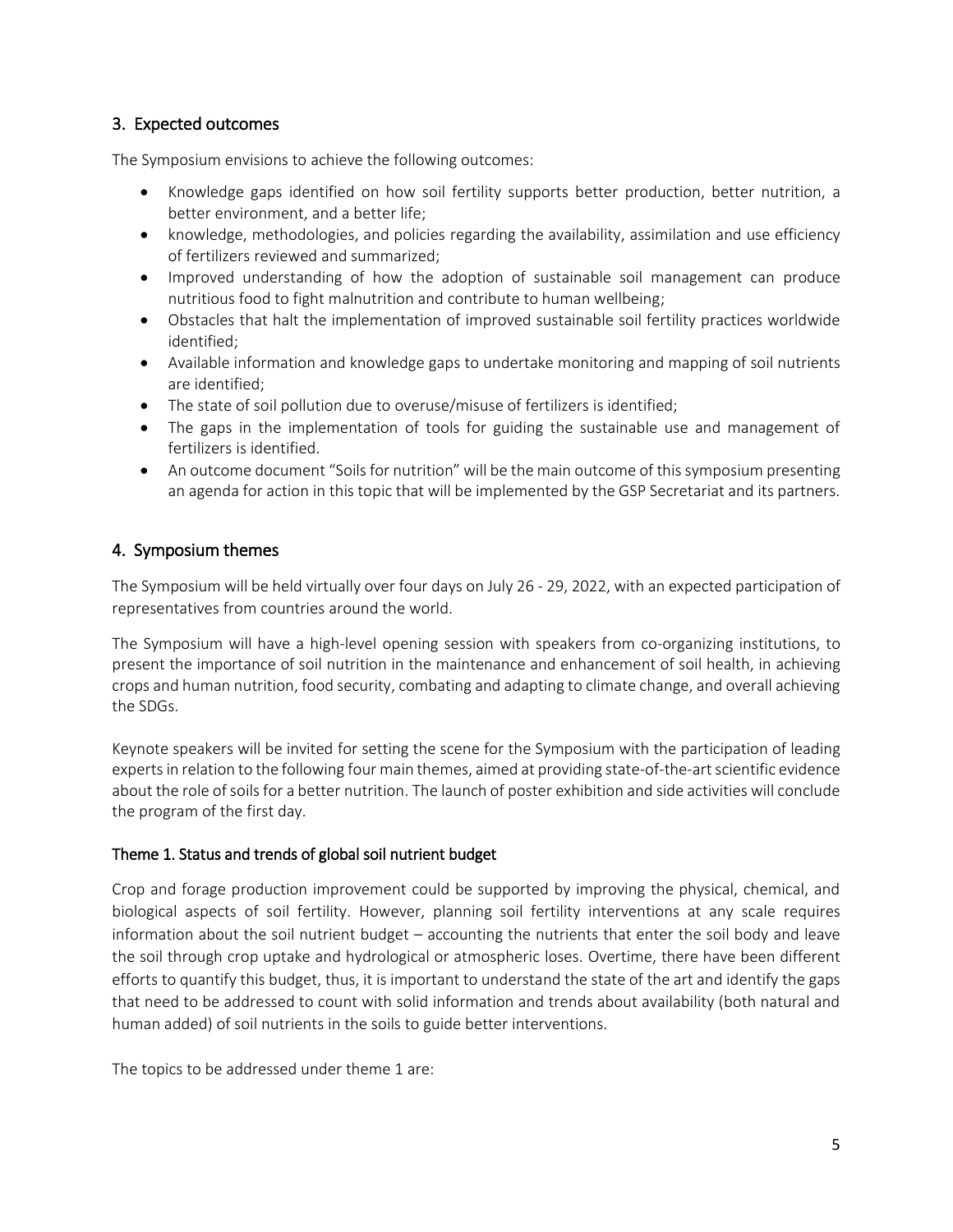## 3. Expected outcomes

The Symposium envisions to achieve the following outcomes:

- Knowledge gaps identified on how soil fertility supports better production, better nutrition, a better environment, and a better life;
- knowledge, methodologies, and policies regarding the availability, assimilation and use efficiency of fertilizers reviewed and summarized;
- Improved understanding of how the adoption of sustainable soil management can produce nutritious food to fight malnutrition and contribute to human wellbeing;
- Obstacles that halt the implementation of improved sustainable soil fertility practices worldwide identified;
- Available information and knowledge gaps to undertake monitoring and mapping of soil nutrients are identified;
- The state of soil pollution due to overuse/misuse of fertilizers is identified;
- The gaps in the implementation of tools for guiding the sustainable use and management of fertilizers is identified.
- An outcome document "Soils for nutrition" will be the main outcome of this symposium presenting an agenda for action in this topic that will be implemented by the GSP Secretariat and its partners.

## 4. Symposium themes

The Symposium will be held virtually over four days on July 26 - 29, 2022, with an expected participation of representatives from countries around the world.

The Symposium will have a high-level opening session with speakers from co-organizing institutions, to present the importance of soil nutrition in the maintenance and enhancement of soil health, in achieving crops and human nutrition, food security, combating and adapting to climate change, and overall achieving the SDGs.

Keynote speakers will be invited for setting the scene for the Symposium with the participation of leading experts in relation to the following four main themes, aimed at providing state-of-the-art scientific evidence about the role of soils for a better nutrition. The launch of poster exhibition and side activities will conclude the program of the first day.

### Theme 1. Status and trends of global soil nutrient budget

Crop and forage production improvement could be supported by improving the physical, chemical, and biological aspects of soil fertility. However, planning soil fertility interventions at any scale requires information about the soil nutrient budget – accounting the nutrients that enter the soil body and leave the soil through crop uptake and hydrological or atmospheric loses. Overtime, there have been different efforts to quantify this budget, thus, it is important to understand the state of the art and identify the gaps that need to be addressed to count with solid information and trends about availability (both natural and human added) of soil nutrients in the soils to guide better interventions.

The topics to be addressed under theme 1 are: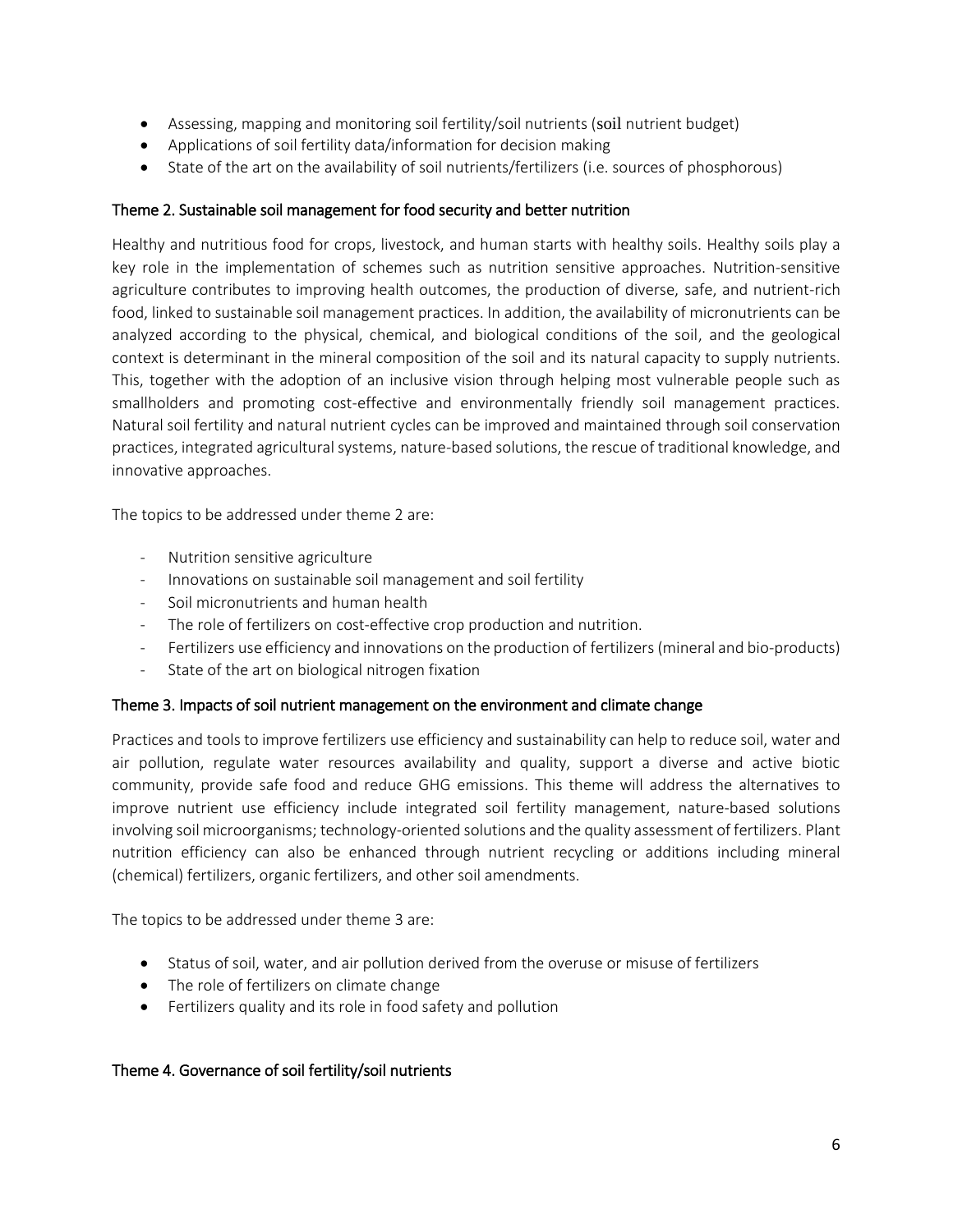- Assessing, mapping and monitoring soil fertility/soil nutrients (soil nutrient budget)
- Applications of soil fertility data/information for decision making
- State of the art on the availability of soil nutrients/fertilizers (i.e. sources of phosphorous)

### Theme 2. Sustainable soil management for food security and better nutrition

Healthy and nutritious food for crops, livestock, and human starts with healthy soils. Healthy soils play a key role in the implementation of schemes such as nutrition sensitive approaches. Nutrition-sensitive agriculture contributes to improving health outcomes, the production of diverse, safe, and nutrient-rich food, linked to sustainable soil management practices. In addition, the availability of micronutrients can be analyzed according to the physical, chemical, and biological conditions of the soil, and the geological context is determinant in the mineral composition of the soil and its natural capacity to supply nutrients. This, together with the adoption of an inclusive vision through helping most vulnerable people such as smallholders and promoting cost-effective and environmentally friendly soil management practices. Natural soil fertility and natural nutrient cycles can be improved and maintained through soil conservation practices, integrated agricultural systems, nature-based solutions, the rescue of traditional knowledge, and innovative approaches.

The topics to be addressed under theme 2 are:

- Nutrition sensitive agriculture
- Innovations on sustainable soil management and soil fertility
- Soil micronutrients and human health
- The role of fertilizers on cost-effective crop production and nutrition.
- Fertilizers use efficiency and innovations on the production of fertilizers (mineral and bio-products)
- State of the art on biological nitrogen fixation

### Theme 3. Impacts of soil nutrient management on the environment and climate change

Practices and tools to improve fertilizers use efficiency and sustainability can help to reduce soil, water and air pollution, regulate water resources availability and quality, support a diverse and active biotic community, provide safe food and reduce GHG emissions. This theme will address the alternatives to improve nutrient use efficiency include integrated soil fertility management, nature-based solutions involving soil microorganisms; technology-oriented solutions and the quality assessment of fertilizers. Plant nutrition efficiency can also be enhanced through nutrient recycling or additions including mineral (chemical) fertilizers, organic fertilizers, and other soil amendments.

The topics to be addressed under theme 3 are:

- Status of soil, water, and air pollution derived from the overuse or misuse of fertilizers
- The role of fertilizers on climate change
- Fertilizers quality and its role in food safety and pollution

### Theme 4. Governance of soil fertility/soil nutrients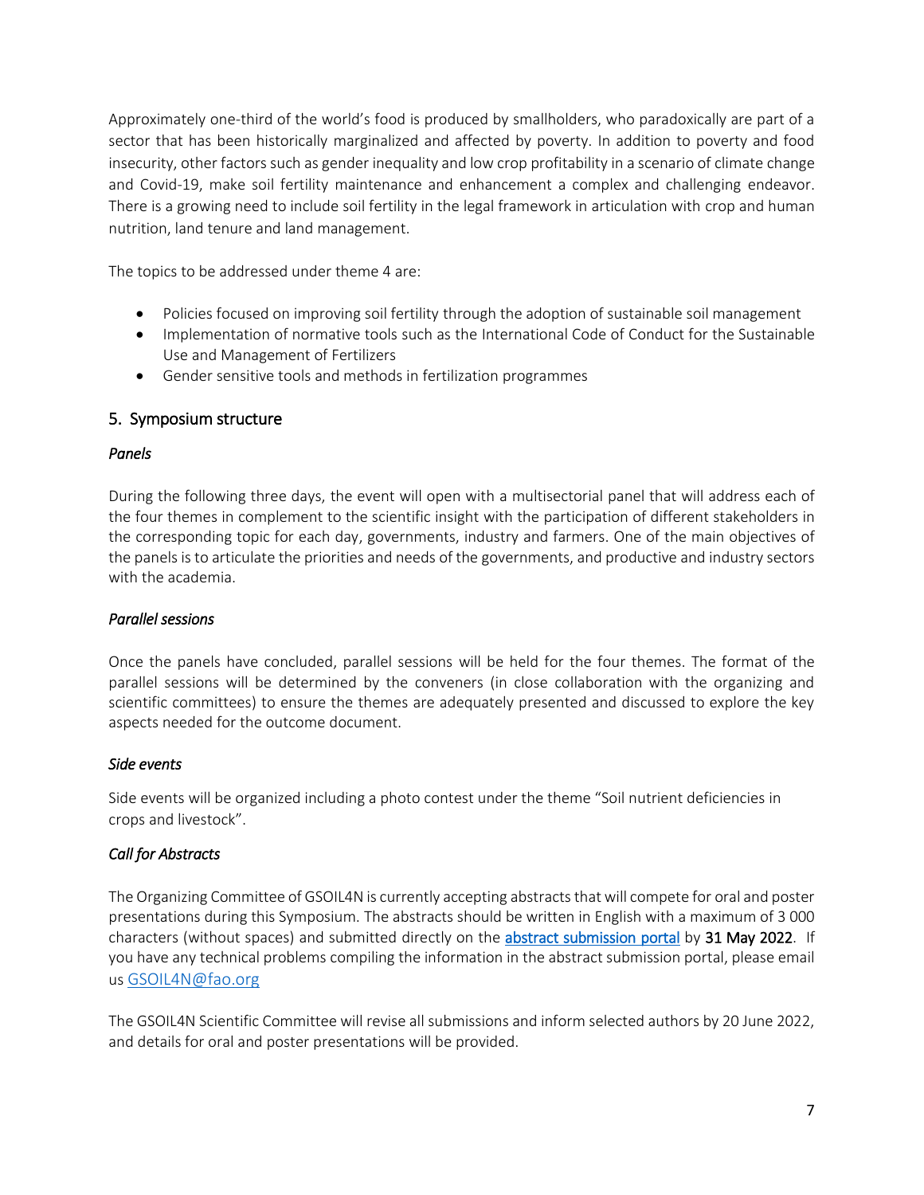Approximately one-third of the world's food is produced by smallholders, who paradoxically are part of a sector that has been historically marginalized and affected by poverty. In addition to poverty and food insecurity, other factors such as gender inequality and low crop profitability in a scenario of climate change and Covid-19, make soil fertility maintenance and enhancement a complex and challenging endeavor. There is a growing need to include soil fertility in the legal framework in articulation with crop and human nutrition, land tenure and land management.

The topics to be addressed under theme 4 are:

- Policies focused on improving soil fertility through the adoption of sustainable soil management
- Implementation of normative tools such as the International Code of Conduct for the Sustainable Use and Management of Fertilizers
- Gender sensitive tools and methods in fertilization programmes

## 5. Symposium structure

### *Panels*

During the following three days, the event will open with a multisectorial panel that will address each of the four themes in complement to the scientific insight with the participation of different stakeholders in the corresponding topic for each day, governments, industry and farmers. One of the main objectives of the panels is to articulate the priorities and needs of the governments, and productive and industry sectors with the academia.

### *Parallel sessions*

Once the panels have concluded, parallel sessions will be held for the four themes. The format of the parallel sessions will be determined by the conveners (in close collaboration with the organizing and scientific committees) to ensure the themes are adequately presented and discussed to explore the key aspects needed for the outcome document.

### *Side events*

Side events will be organized including a photo contest under the theme "Soil nutrient deficiencies in crops and livestock".

### *Call for Abstracts*

The Organizing Committee of GSOIL4N is currently accepting abstracts that will compete for oral and poster presentations during this Symposium. The abstracts should be written in English with a maximum of 3 000 characters (without spaces) and submitted directly on the abstract submission portal by **31 May 2022**. If you have any technical problems compiling the information in the abstract submission portal, please email us GSOIL4N@fao.org

The GSOIL4N Scientific Committee will revise all submissions and inform selected authors by 20 June 2022, and details for oral and poster presentations will be provided.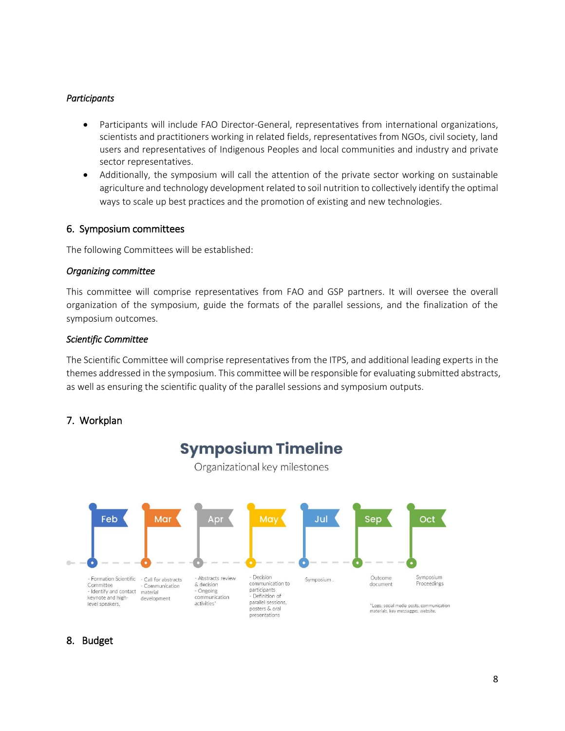*Participants*

- Participants will include FAO Director-General, representatives from international organizations, scientists and practitioners working in related fields, representatives from NGOs, civil society, land users and representatives of Indigenous Peoples and local communities and industry and private sector representatives.
- Additionally, the symposium will call the attention of the private sector working on sustainable agriculture and technology development related to soil nutrition to collectively identify the optimal ways to scale up best practices and the promotion of existing and new technologies.

## 6. Symposium committees

The following Committees will be established:

*Organizing committee*

This committee will comprise representatives from FAO and GSP partners. It will oversee the overall organization of the symposium, guide the formats of the parallel sessions, and the finalization of the symposium outcomes.

*Scientific Committee*

The Scientific Committee will comprise representatives from the ITPS, and additional leading experts in the themes addressed in the symposium. This committee will be responsible for evaluating submitted abstracts, as well as ensuring the scientific quality of the parallel sessions and symposium outputs.

## 7. Workplan

**Symposium Timeline**

Organizational key milestones

- **Feb**: - Formation Scientific Committee - Identify and contact keynote and high-level speakers.
- **Mar**: - Call for abstracts - Communication material development
- **Apr**: - Abstracts review & decision - Ongoing communication activities*
- **May**: - Decision communication to participants - Definition of parallel sessions, posters & oral presentations
- **Jul**: Symposium .
- **Sep**: Outcome document
- **Oct**: Symposium Proceedings

*Logo, social media posts, communication materials, key messagges, website.

## 8. Budget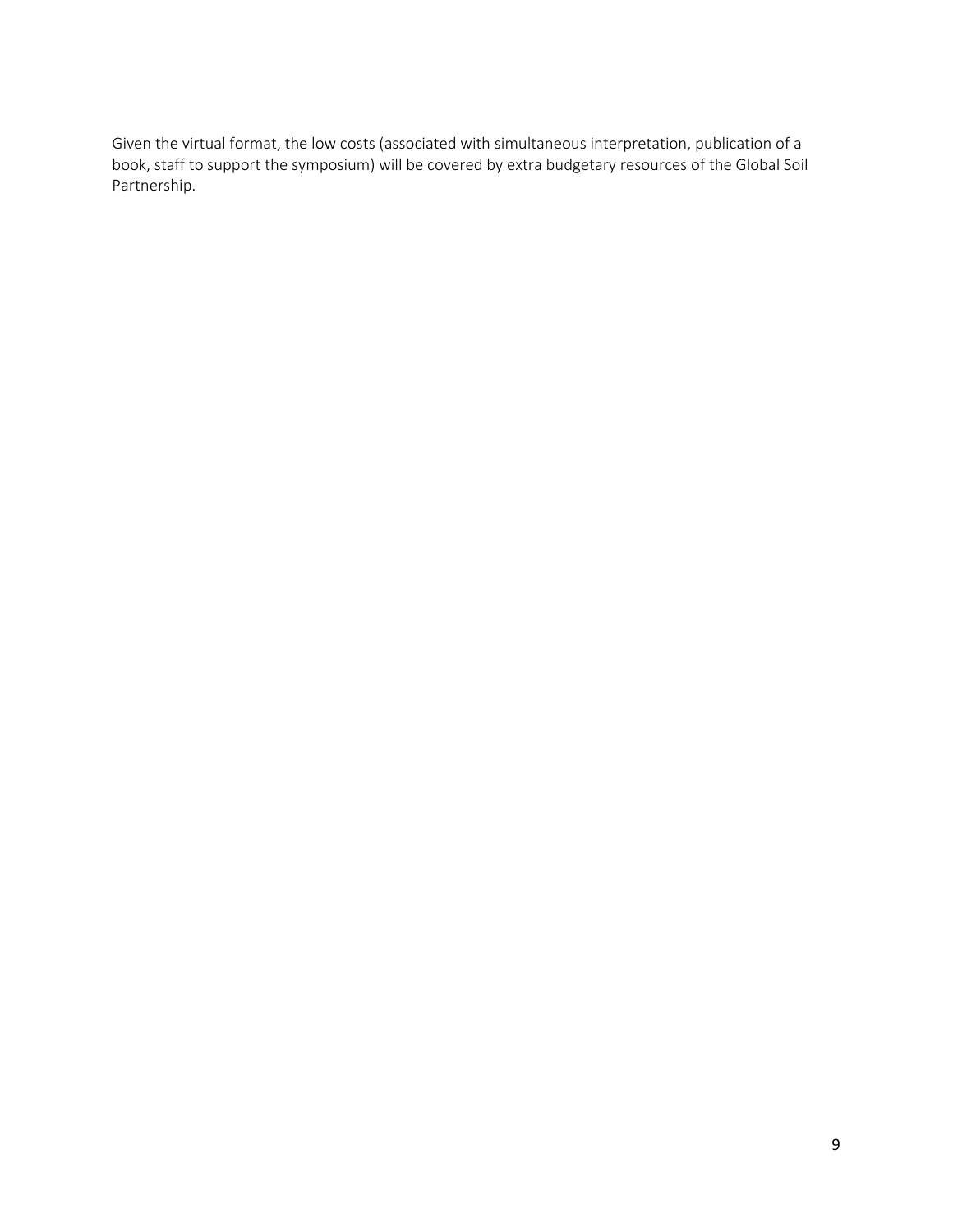Given the virtual format, the low costs (associated with simultaneous interpretation, publication of a book, staff to support the symposium) will be covered by extra budgetary resources of the Global Soil Partnership.